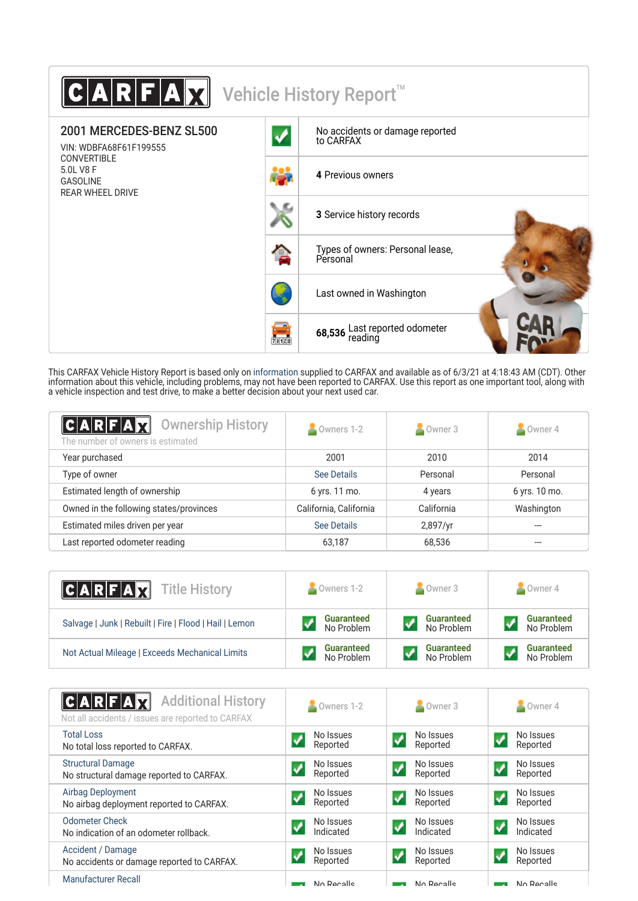# CARFAX Vehicle History Report™

## 2001 MERCEDES-BENZ SL500

VIN: WDBFA68F61F199555
CONVERTIBLE
5.0L V8 F
GASOLINE
REAR WHEEL DRIVE

- No accidents or damage reported to CARFAX
- **4** Previous owners
- **3** Service history records
- Types of owners: Personal lease, Personal
- Last owned in Washington
- **68,536** Last reported odometer reading

This CARFAX Vehicle History Report is based only on information supplied to CARFAX and available as of 6/3/21 at 4:18:43 AM (CDT). Other information about this vehicle, including problems, may not have been reported to CARFAX. Use this report as one important tool, along with a vehicle inspection and test drive, to make a better decision about your next used car.

## Ownership History

The number of owners is estimated

| | Owners 1-2 | Owner 3 | Owner 4 |
|---|---|---|---|
| Year purchased | 2001 | 2010 | 2014 |
| Type of owner | See Details | Personal | Personal |
| Estimated length of ownership | 6 yrs. 11 mo. | 4 years | 6 yrs. 10 mo. |
| Owned in the following states/provinces | California, California | California | Washington |
| Estimated miles driven per year | See Details | 2,897/yr | --- |
| Last reported odometer reading | 63,187 | 68,536 | --- |

## Title History

| | Owners 1-2 | Owner 3 | Owner 4 |
|---|---|---|---|
| Salvage \| Junk \| Rebuilt \| Fire \| Flood \| Hail \| Lemon | Guaranteed No Problem | Guaranteed No Problem | Guaranteed No Problem |
| Not Actual Mileage \| Exceeds Mechanical Limits | Guaranteed No Problem | Guaranteed No Problem | Guaranteed No Problem |

## Additional History

Not all accidents / issues are reported to CARFAX

| | Owners 1-2 | Owner 3 | Owner 4 |
|---|---|---|---|
| Total Loss<br>No total loss reported to CARFAX. | No Issues Reported | No Issues Reported | No Issues Reported |
| Structural Damage<br>No structural damage reported to CARFAX. | No Issues Reported | No Issues Reported | No Issues Reported |
| Airbag Deployment<br>No airbag deployment reported to CARFAX. | No Issues Reported | No Issues Reported | No Issues Reported |
| Odometer Check<br>No indication of an odometer rollback. | No Issues Indicated | No Issues Indicated | No Issues Indicated |
| Accident / Damage<br>No accidents or damage reported to CARFAX. | No Issues Reported | No Issues Reported | No Issues Reported |
| Manufacturer Recall | No Recalls | No Recalls | No Recalls |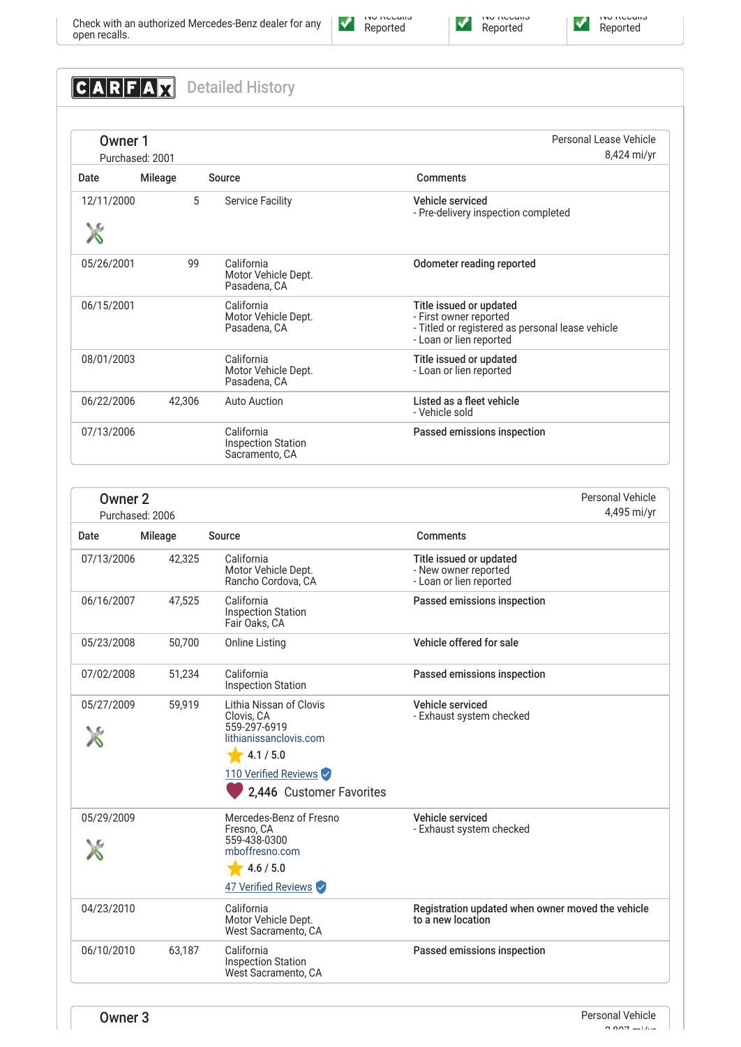Check with an authorized Mercedes-Benz dealer for any open recalls.

No Recalls Reported | No Recalls Reported | No Recalls Reported

## CARFAX Detailed History

### Owner 1

Purchased: 2001

Personal Lease Vehicle
8,424 mi/yr

| Date | Mileage | Source | Comments |
|---|---|---|---|
| 12/11/2000 | 5 | Service Facility | **Vehicle serviced** - Pre-delivery inspection completed |
| 05/26/2001 | 99 | California Motor Vehicle Dept. Pasadena, CA | **Odometer reading reported** |
| 06/15/2001 | | California Motor Vehicle Dept. Pasadena, CA | **Title issued or updated** - First owner reported - Titled or registered as personal lease vehicle - Loan or lien reported |
| 08/01/2003 | | California Motor Vehicle Dept. Pasadena, CA | **Title issued or updated** - Loan or lien reported |
| 06/22/2006 | 42,306 | Auto Auction | **Listed as a fleet vehicle** - Vehicle sold |
| 07/13/2006 | | California Inspection Station Sacramento, CA | **Passed emissions inspection** |

### Owner 2

Purchased: 2006

Personal Vehicle
4,495 mi/yr

| Date | Mileage | Source | Comments |
|---|---|---|---|
| 07/13/2006 | 42,325 | California Motor Vehicle Dept. Rancho Cordova, CA | **Title issued or updated** - New owner reported - Loan or lien reported |
| 06/16/2007 | 47,525 | California Inspection Station Fair Oaks, CA | **Passed emissions inspection** |
| 05/23/2008 | 50,700 | Online Listing | **Vehicle offered for sale** |
| 07/02/2008 | 51,234 | California Inspection Station | **Passed emissions inspection** |
| 05/27/2009 | 59,919 | Lithia Nissan of Clovis Clovis, CA 559-297-6919 lithianissanclovis.com 4.1 / 5.0 110 Verified Reviews 2,446 Customer Favorites | **Vehicle serviced** - Exhaust system checked |
| 05/29/2009 | | Mercedes-Benz of Fresno Fresno, CA 559-438-0300 mboffresno.com 4.6 / 5.0 47 Verified Reviews | **Vehicle serviced** - Exhaust system checked |
| 04/23/2010 | | California Motor Vehicle Dept. West Sacramento, CA | **Registration updated when owner moved the vehicle to a new location** |
| 06/10/2010 | 63,187 | California Inspection Station West Sacramento, CA | **Passed emissions inspection** |

### Owner 3

Personal Vehicle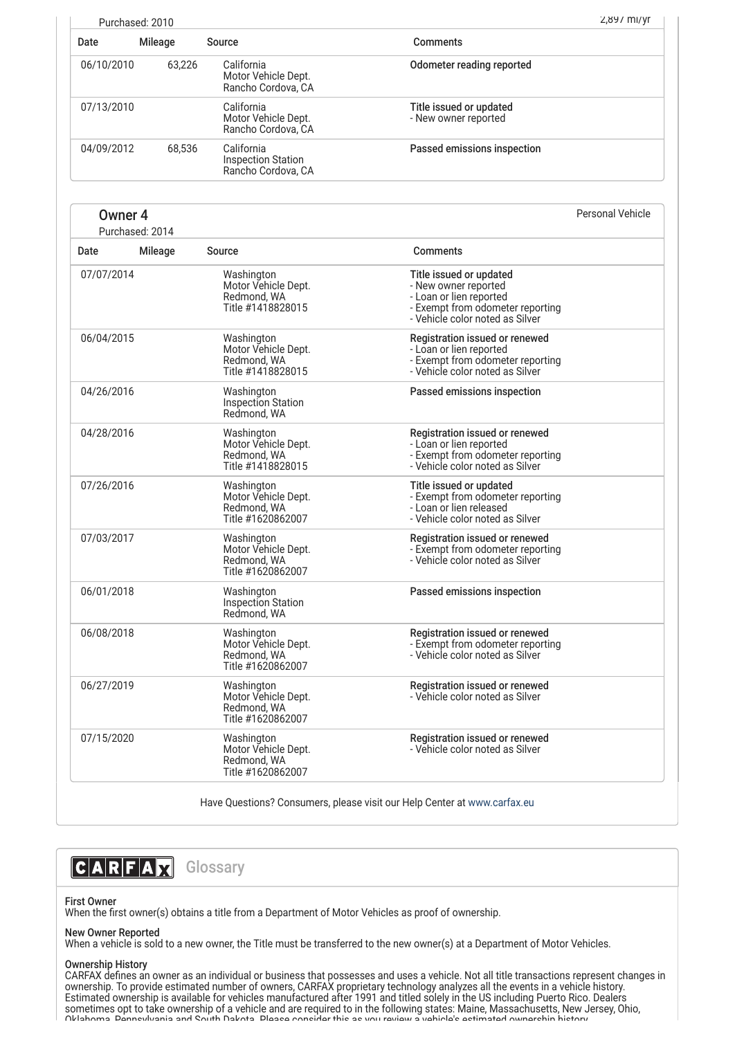Purchased: 2010

2,897 mi/yr

| Date | Mileage | Source | Comments |
| --- | --- | --- | --- |
| 06/10/2010 | 63,226 | California Motor Vehicle Dept. Rancho Cordova, CA | **Odometer reading reported** |
| 07/13/2010 | | California Motor Vehicle Dept. Rancho Cordova, CA | **Title issued or updated** - New owner reported |
| 04/09/2012 | 68,536 | California Inspection Station Rancho Cordova, CA | **Passed emissions inspection** |

## Owner 4

Purchased: 2014

Personal Vehicle

| Date | Mileage | Source | Comments |
| --- | --- | --- | --- |
| 07/07/2014 | | Washington Motor Vehicle Dept. Redmond, WA Title #1418828015 | **Title issued or updated** - New owner reported - Loan or lien reported - Exempt from odometer reporting - Vehicle color noted as Silver |
| 06/04/2015 | | Washington Motor Vehicle Dept. Redmond, WA Title #1418828015 | **Registration issued or renewed** - Loan or lien reported - Exempt from odometer reporting - Vehicle color noted as Silver |
| 04/26/2016 | | Washington Inspection Station Redmond, WA | **Passed emissions inspection** |
| 04/28/2016 | | Washington Motor Vehicle Dept. Redmond, WA Title #1418828015 | **Registration issued or renewed** - Loan or lien reported - Exempt from odometer reporting - Vehicle color noted as Silver |
| 07/26/2016 | | Washington Motor Vehicle Dept. Redmond, WA Title #1620862007 | **Title issued or updated** - Exempt from odometer reporting - Loan or lien released - Vehicle color noted as Silver |
| 07/03/2017 | | Washington Motor Vehicle Dept. Redmond, WA Title #1620862007 | **Registration issued or renewed** - Exempt from odometer reporting - Vehicle color noted as Silver |
| 06/01/2018 | | Washington Inspection Station Redmond, WA | **Passed emissions inspection** |
| 06/08/2018 | | Washington Motor Vehicle Dept. Redmond, WA Title #1620862007 | **Registration issued or renewed** - Exempt from odometer reporting - Vehicle color noted as Silver |
| 06/27/2019 | | Washington Motor Vehicle Dept. Redmond, WA Title #1620862007 | **Registration issued or renewed** - Vehicle color noted as Silver |
| 07/15/2020 | | Washington Motor Vehicle Dept. Redmond, WA Title #1620862007 | **Registration issued or renewed** - Vehicle color noted as Silver |

Have Questions? Consumers, please visit our Help Center at www.carfax.eu

## CARFAX Glossary

**First Owner**
When the first owner(s) obtains a title from a Department of Motor Vehicles as proof of ownership.

**New Owner Reported**
When a vehicle is sold to a new owner, the Title must be transferred to the new owner(s) at a Department of Motor Vehicles.

**Ownership History**
CARFAX defines an owner as an individual or business that possesses and uses a vehicle. Not all title transactions represent changes in ownership. To provide estimated number of owners, CARFAX proprietary technology analyzes all the events in a vehicle history. Estimated ownership is available for vehicles manufactured after 1991 and titled solely in the US including Puerto Rico. Dealers sometimes opt to take ownership of a vehicle and are required to in the following states: Maine, Massachusetts, New Jersey, Ohio, Oklahoma, Pennsylvania and South Dakota. Please consider this as you review a vehicle's estimated ownership history.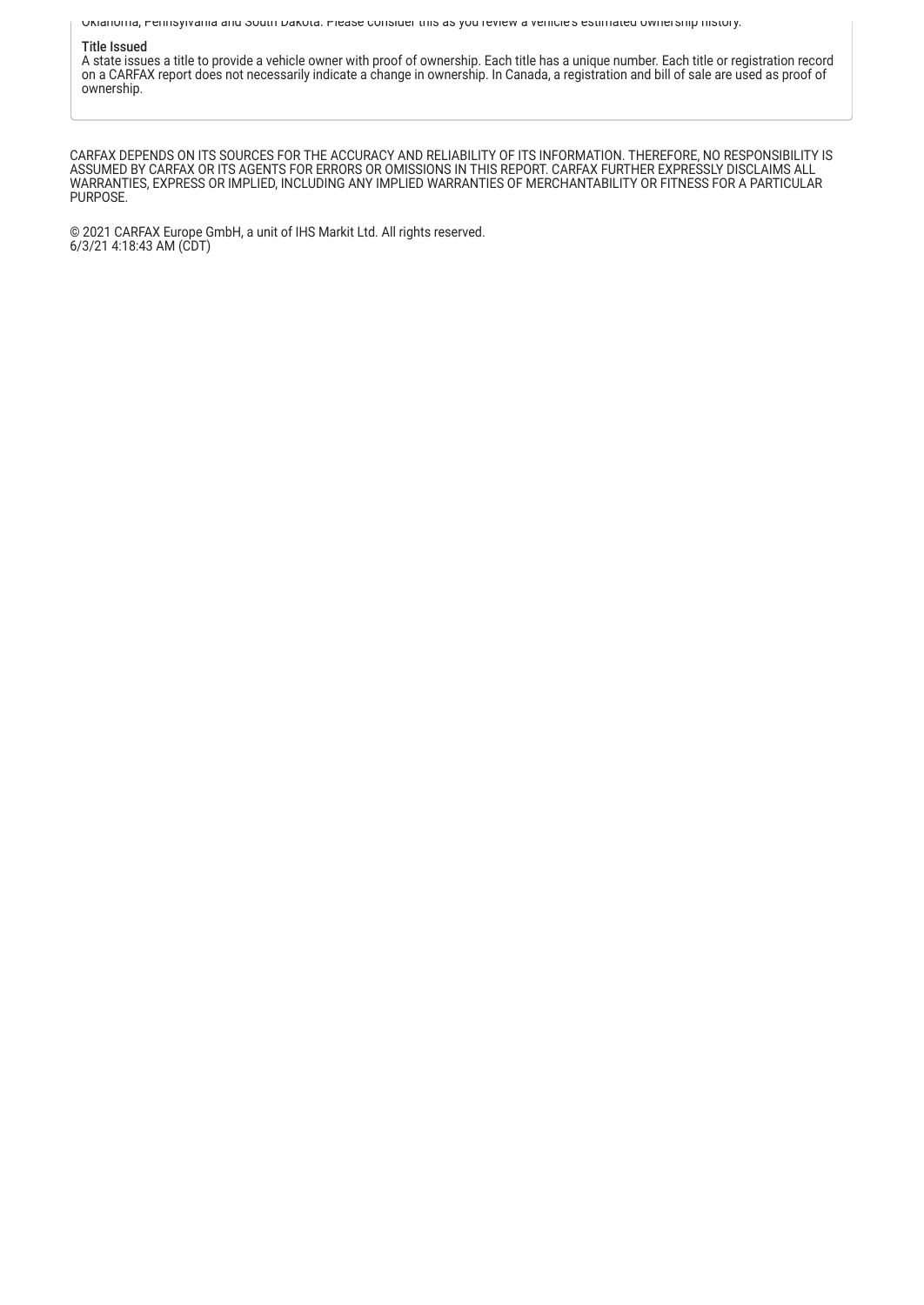Oklahoma, Pennsylvania and South Dakota. Please consider this as you review a vehicle's estimated ownership history.

**Title Issued**

A state issues a title to provide a vehicle owner with proof of ownership. Each title has a unique number. Each title or registration record on a CARFAX report does not necessarily indicate a change in ownership. In Canada, a registration and bill of sale are used as proof of ownership.

CARFAX DEPENDS ON ITS SOURCES FOR THE ACCURACY AND RELIABILITY OF ITS INFORMATION. THEREFORE, NO RESPONSIBILITY IS ASSUMED BY CARFAX OR ITS AGENTS FOR ERRORS OR OMISSIONS IN THIS REPORT. CARFAX FURTHER EXPRESSLY DISCLAIMS ALL WARRANTIES, EXPRESS OR IMPLIED, INCLUDING ANY IMPLIED WARRANTIES OF MERCHANTABILITY OR FITNESS FOR A PARTICULAR PURPOSE.

© 2021 CARFAX Europe GmbH, a unit of IHS Markit Ltd. All rights reserved.
6/3/21 4:18:43 AM (CDT)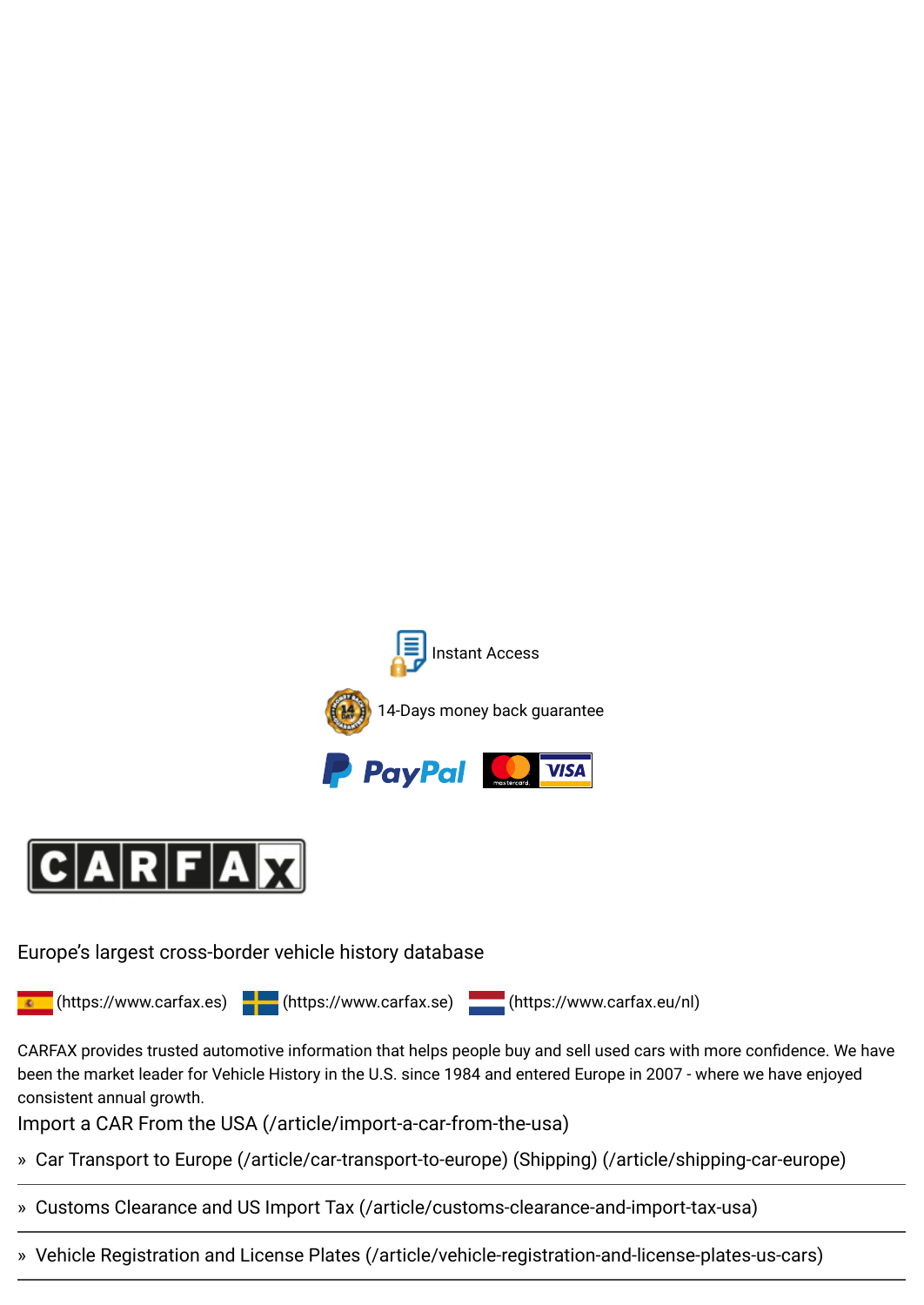Instant Access

14-Days money back guarantee

CARFAX

Europe's largest cross-border vehicle history database

(https://www.carfax.es) (https://www.carfax.se) (https://www.carfax.eu/nl)

CARFAX provides trusted automotive information that helps people buy and sell used cars with more confidence. We have been the market leader for Vehicle History in the U.S. since 1984 and entered Europe in 2007 - where we have enjoyed consistent annual growth.

Import a CAR From the USA (/article/import-a-car-from-the-usa)

» Car Transport to Europe (/article/car-transport-to-europe) (Shipping) (/article/shipping-car-europe)

» Customs Clearance and US Import Tax (/article/customs-clearance-and-import-tax-usa)

» Vehicle Registration and License Plates (/article/vehicle-registration-and-license-plates-us-cars)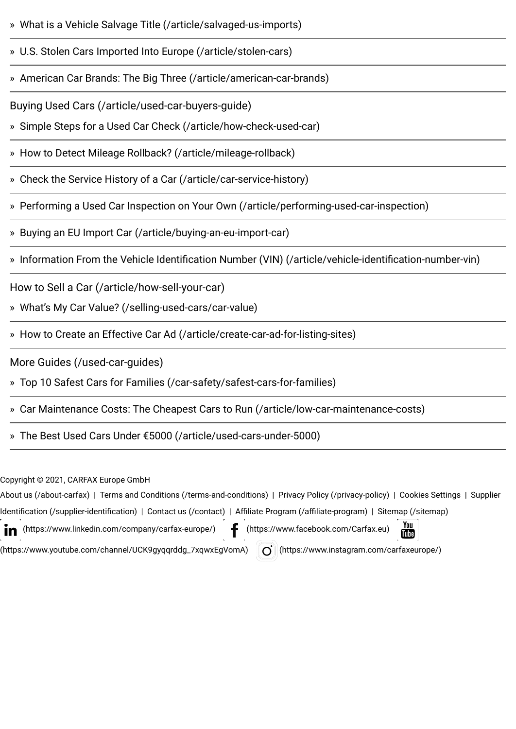» What is a Vehicle Salvage Title (/article/salvaged-us-imports)

» U.S. Stolen Cars Imported Into Europe (/article/stolen-cars)

» American Car Brands: The Big Three (/article/american-car-brands)

Buying Used Cars (/article/used-car-buyers-guide)

» Simple Steps for a Used Car Check (/article/how-check-used-car)

» How to Detect Mileage Rollback? (/article/mileage-rollback)

» Check the Service History of a Car (/article/car-service-history)

» Performing a Used Car Inspection on Your Own (/article/performing-used-car-inspection)

» Buying an EU Import Car (/article/buying-an-eu-import-car)

» Information From the Vehicle Identification Number (VIN) (/article/vehicle-identification-number-vin)

How to Sell a Car (/article/how-sell-your-car)

» What's My Car Value? (/selling-used-cars/car-value)

» How to Create an Effective Car Ad (/article/create-car-ad-for-listing-sites)

More Guides (/used-car-guides)

» Top 10 Safest Cars for Families (/car-safety/safest-cars-for-families)

» Car Maintenance Costs: The Cheapest Cars to Run (/article/low-car-maintenance-costs)

» The Best Used Cars Under €5000 (/article/used-cars-under-5000)

Copyright © 2021, CARFAX Europe GmbH

About us (/about-carfax) | Terms and Conditions (/terms-and-conditions) | Privacy Policy (/privacy-policy) | Cookies Settings | Supplier Identification (/supplier-identification) | Contact us (/contact) | Affiliate Program (/affiliate-program) | Sitemap (/sitemap)

(https://www.linkedin.com/company/carfax-europe/) (https://www.facebook.com/Carfax.eu) (https://www.youtube.com/channel/UCK9gyqqrddg_7xqwxEgVomA) (https://www.instagram.com/carfaxeurope/)